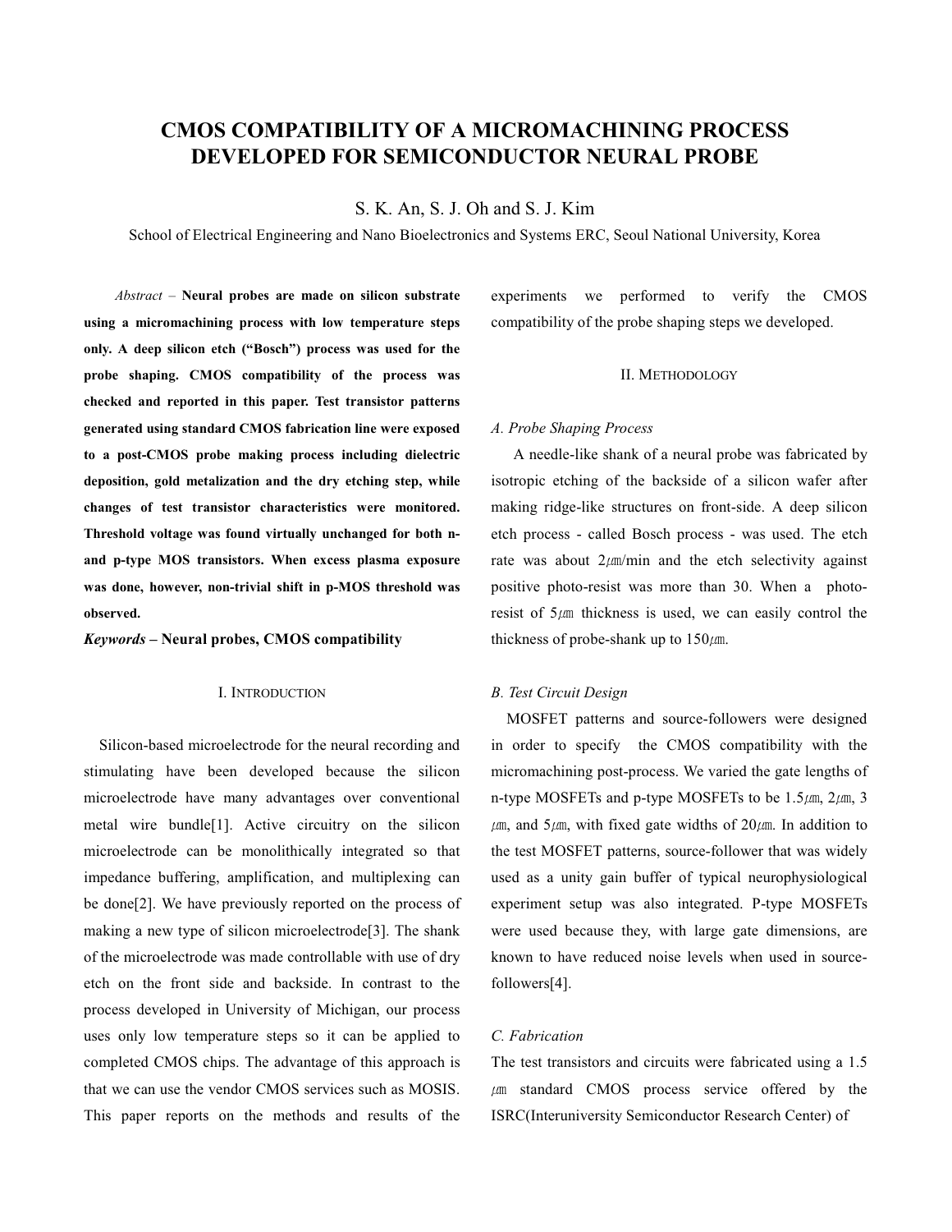# CMOS COMPATIBILITY OF A MICROMACHINING PROCESS DEVELOPED FOR SEMICONDUCTOR NEURAL PROBE

S. K. An, S. J. Oh and S. J. Kim

School of Electrical Engineering and Nano Bioelectronics and Systems ERC, Seoul National University, Korea

*Abstract* – **Neural probes are made on silicon substrate using a micromachining process with low temperature steps only. A deep silicon etch ("Bosch") process was used for the probe shaping. CMOS compatibility of the process was checked and reported in this paper. Test transistor patterns generated using standard CMOS fabrication line were exposed to a post-CMOS probe making process including dielectric deposition, gold metalization and the dry etching step, while changes of test transistor characteristics were monitored. Threshold voltage was found virtually unchanged for both n- and p-type MOS transistors. When excess plasma exposure was done, however, non-trivial shift in p-MOS threshold was observed.**

***Keywords*** **– Neural probes, CMOS compatibility**

## I. Introduction

Silicon-based microelectrode for the neural recording and stimulating have been developed because the silicon microelectrode have many advantages over conventional metal wire bundle[1]. Active circuitry on the silicon microelectrode can be monolithically integrated so that impedance buffering, amplification, and multiplexing can be done[2]. We have previously reported on the process of making a new type of silicon microelectrode[3]. The shank of the microelectrode was made controllable with use of dry etch on the front side and backside. In contrast to the process developed in University of Michigan, our process uses only low temperature steps so it can be applied to completed CMOS chips. The advantage of this approach is that we can use the vendor CMOS services such as MOSIS. This paper reports on the methods and results of the experiments we performed to verify the CMOS compatibility of the probe shaping steps we developed.

## II. Methodology

### *A. Probe Shaping Process*

A needle-like shank of a neural probe was fabricated by isotropic etching of the backside of a silicon wafer after making ridge-like structures on front-side. A deep silicon etch process - called Bosch process - was used. The etch rate was about 2㎛/min and the etch selectivity against positive photo-resist was more than 30. When a photo-resist of 5㎛ thickness is used, we can easily control the thickness of probe-shank up to 150㎛.

### *B. Test Circuit Design*

MOSFET patterns and source-followers were designed in order to specify the CMOS compatibility with the micromachining post-process. We varied the gate lengths of n-type MOSFETs and p-type MOSFETs to be 1.5㎛, 2㎛, 3㎛, and 5㎛, with fixed gate widths of 20㎛. In addition to the test MOSFET patterns, source-follower that was widely used as a unity gain buffer of typical neurophysiological experiment setup was also integrated. P-type MOSFETs were used because they, with large gate dimensions, are known to have reduced noise levels when used in source-followers[4].

### *C. Fabrication*

The test transistors and circuits were fabricated using a 1.5 ㎛ standard CMOS process service offered by the ISRC(Interuniversity Semiconductor Research Center) of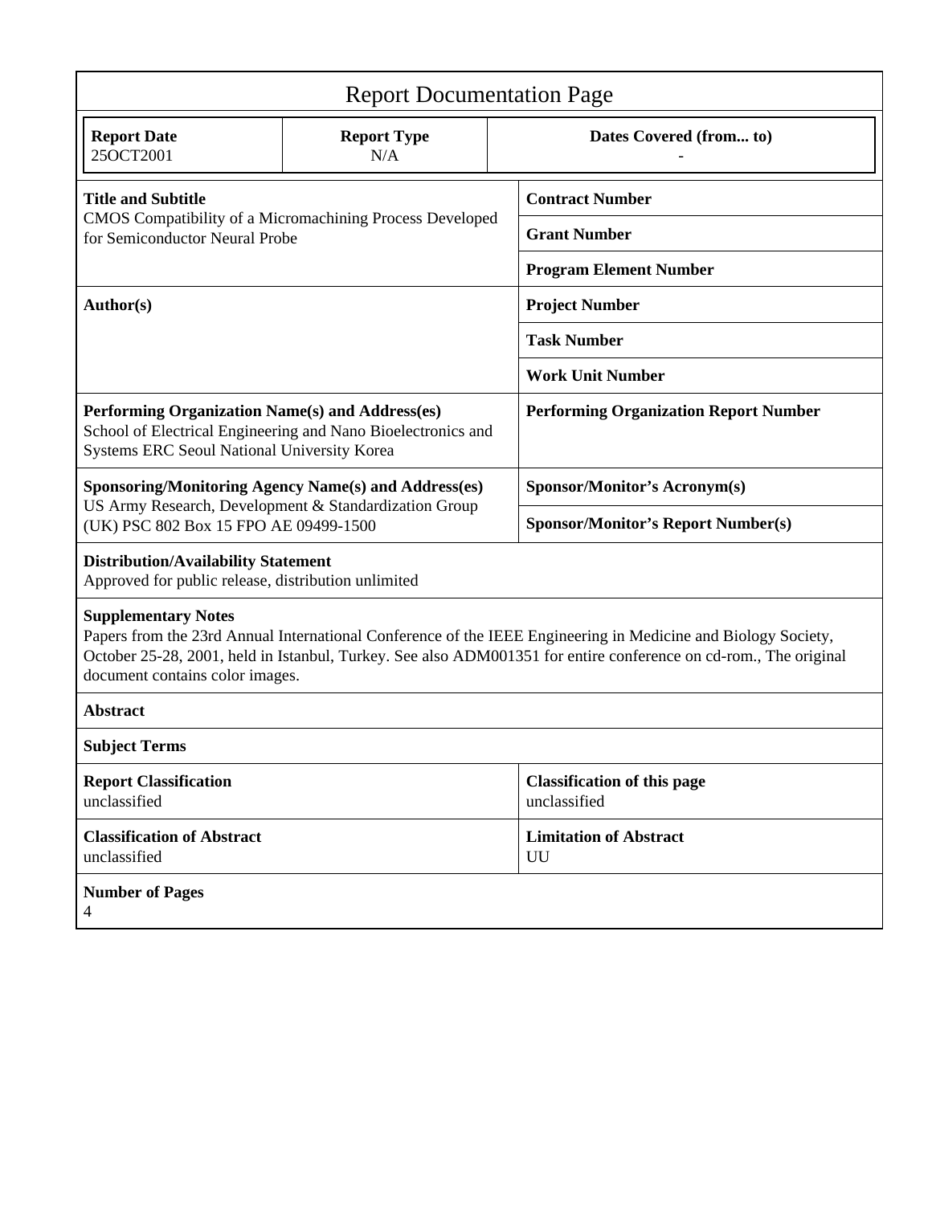# Report Documentation Page

| Report Date | Report Type | Dates Covered (from... to) |
|---|---|---|
| 25OCT2001 | N/A | - |

| | |
|---|---|
| **Title and Subtitle**<br>CMOS Compatibility of a Micromachining Process Developed for Semiconductor Neural Probe | **Contract Number** |
| | **Grant Number** |
| | **Program Element Number** |
| **Author(s)** | **Project Number** |
| | **Task Number** |
| | **Work Unit Number** |
| **Performing Organization Name(s) and Address(es)**<br>School of Electrical Engineering and Nano Bioelectronics and Systems ERC Seoul National University Korea | **Performing Organization Report Number** |
| **Sponsoring/Monitoring Agency Name(s) and Address(es)**<br>US Army Research, Development & Standardization Group (UK) PSC 802 Box 15 FPO AE 09499-1500 | **Sponsor/Monitor's Acronym(s)** |
| | **Sponsor/Monitor's Report Number(s)** |

**Distribution/Availability Statement**
Approved for public release, distribution unlimited

**Supplementary Notes**
Papers from the 23rd Annual International Conference of the IEEE Engineering in Medicine and Biology Society, October 25-28, 2001, held in Istanbul, Turkey. See also ADM001351 for entire conference on cd-rom., The original document contains color images.

**Abstract**

**Subject Terms**

| | |
|---|---|
| **Report Classification**<br>unclassified | **Classification of this page**<br>unclassified |
| **Classification of Abstract**<br>unclassified | **Limitation of Abstract**<br>UU |

**Number of Pages**
4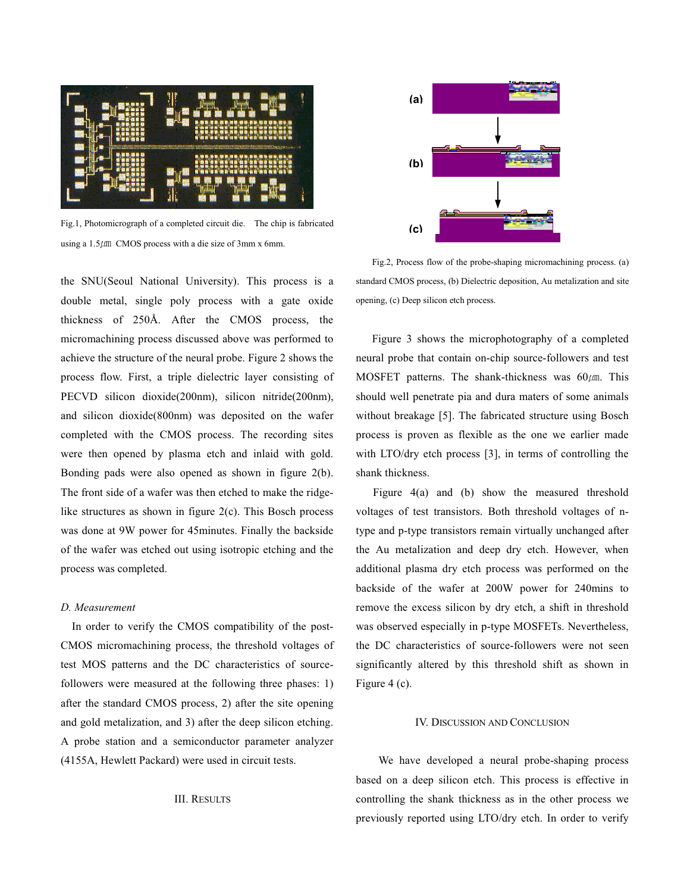Fig.1, Photomicrograph of a completed circuit die. The chip is fabricated using a 1.5㎛ CMOS process with a die size of 3mm x 6mm.

the SNU(Seoul National University). This process is a double metal, single poly process with a gate oxide thickness of 250Å. After the CMOS process, the micromachining process discussed above was performed to achieve the structure of the neural probe. Figure 2 shows the process flow. First, a triple dielectric layer consisting of PECVD silicon dioxide(200nm), silicon nitride(200nm), and silicon dioxide(800nm) was deposited on the wafer completed with the CMOS process. The recording sites were then opened by plasma etch and inlaid with gold. Bonding pads were also opened as shown in figure 2(b). The front side of a wafer was then etched to make the ridge-like structures as shown in figure 2(c). This Bosch process was done at 9W power for 45minutes. Finally the backside of the wafer was etched out using isotropic etching and the process was completed.

*D. Measurement*

In order to verify the CMOS compatibility of the post-CMOS micromachining process, the threshold voltages of test MOS patterns and the DC characteristics of source-followers were measured at the following three phases: 1) after the standard CMOS process, 2) after the site opening and gold metalization, and 3) after the deep silicon etching. A probe station and a semiconductor parameter analyzer (4155A, Hewlett Packard) were used in circuit tests.

## III. Results

Fig.2, Process flow of the probe-shaping micromachining process. (a) standard CMOS process, (b) Dielectric deposition, Au metalization and site opening, (c) Deep silicon etch process.

Figure 3 shows the microphotography of a completed neural probe that contain on-chip source-followers and test MOSFET patterns. The shank-thickness was 60㎛. This should well penetrate pia and dura maters of some animals without breakage [5]. The fabricated structure using Bosch process is proven as flexible as the one we earlier made with LTO/dry etch process [3], in terms of controlling the shank thickness.

Figure 4(a) and (b) show the measured threshold voltages of test transistors. Both threshold voltages of n-type and p-type transistors remain virtually unchanged after the Au metalization and deep dry etch. However, when additional plasma dry etch process was performed on the backside of the wafer at 200W power for 240mins to remove the excess silicon by dry etch, a shift in threshold was observed especially in p-type MOSFETs. Nevertheless, the DC characteristics of source-followers were not seen significantly altered by this threshold shift as shown in Figure 4 (c).

## IV. Discussion and Conclusion

We have developed a neural probe-shaping process based on a deep silicon etch. This process is effective in controlling the shank thickness as in the other process we previously reported using LTO/dry etch. In order to verify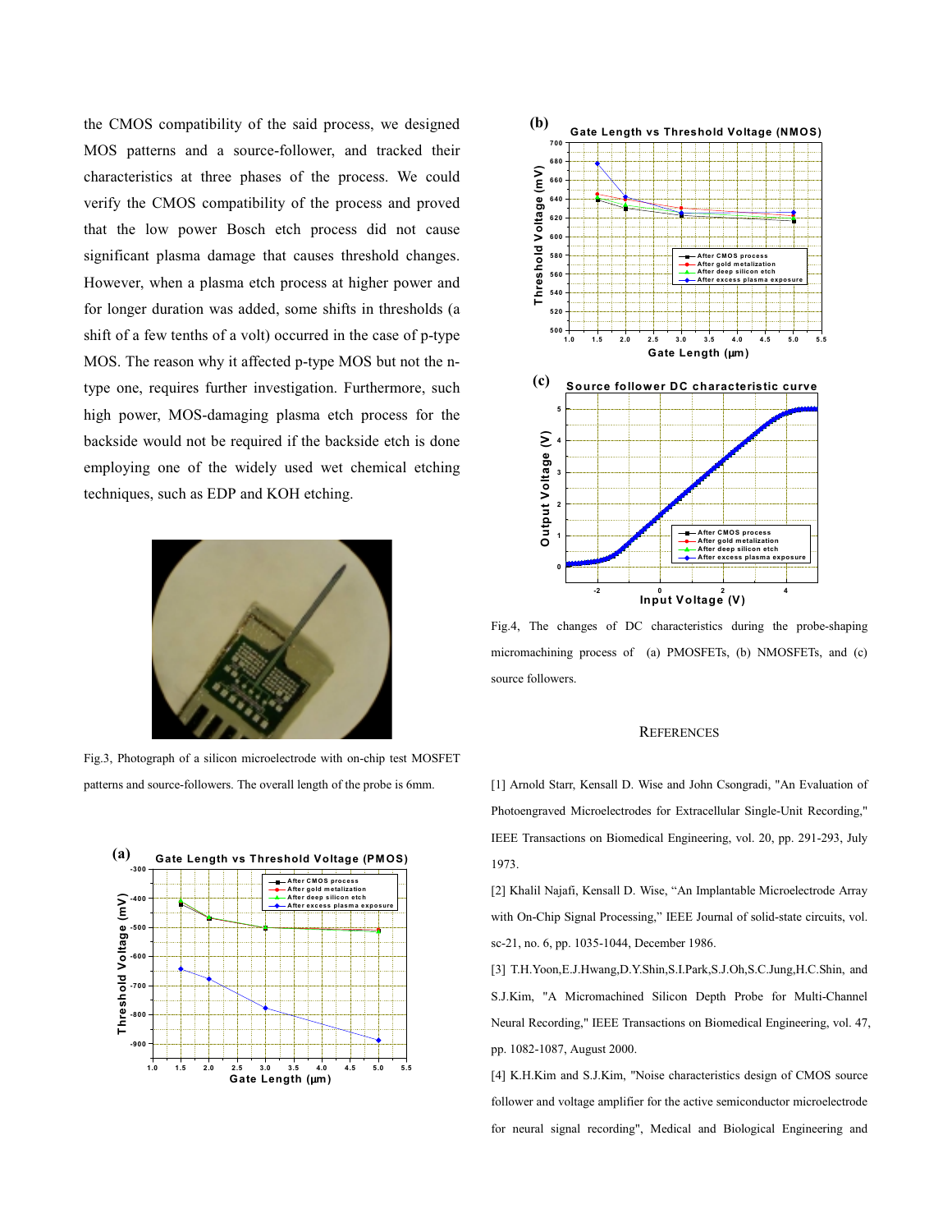the CMOS compatibility of the said process, we designed MOS patterns and a source-follower, and tracked their characteristics at three phases of the process. We could verify the CMOS compatibility of the process and proved that the low power Bosch etch process did not cause significant plasma damage that causes threshold changes. However, when a plasma etch process at higher power and for longer duration was added, some shifts in thresholds (a shift of a few tenths of a volt) occurred in the case of p-type MOS. The reason why it affected p-type MOS but not the n-type one, requires further investigation. Furthermore, such high power, MOS-damaging plasma etch process for the backside would not be required if the backside etch is done employing one of the widely used wet chemical etching techniques, such as EDP and KOH etching.

Fig.3, Photograph of a silicon microelectrode with on-chip test MOSFET patterns and source-followers. The overall length of the probe is 6mm.

Fig.4, The changes of DC characteristics during the probe-shaping micromachining process of (a) PMOSFETs, (b) NMOSFETs, and (c) source followers.

## REFERENCES

[1] Arnold Starr, Kensall D. Wise and John Csongradi, "An Evaluation of Photoengraved Microelectrodes for Extracellular Single-Unit Recording," IEEE Transactions on Biomedical Engineering, vol. 20, pp. 291-293, July 1973.

[2] Khalil Najafi, Kensall D. Wise, "An Implantable Microelectrode Array with On-Chip Signal Processing," IEEE Journal of solid-state circuits, vol. sc-21, no. 6, pp. 1035-1044, December 1986.

[3] T.H.Yoon,E.J.Hwang,D.Y.Shin,S.I.Park,S.J.Oh,S.C.Jung,H.C.Shin, and S.J.Kim, "A Micromachined Silicon Depth Probe for Multi-Channel Neural Recording," IEEE Transactions on Biomedical Engineering, vol. 47, pp. 1082-1087, August 2000.

[4] K.H.Kim and S.J.Kim, "Noise characteristics design of CMOS source follower and voltage amplifier for the active semiconductor microelectrode for neural signal recording", Medical and Biological Engineering and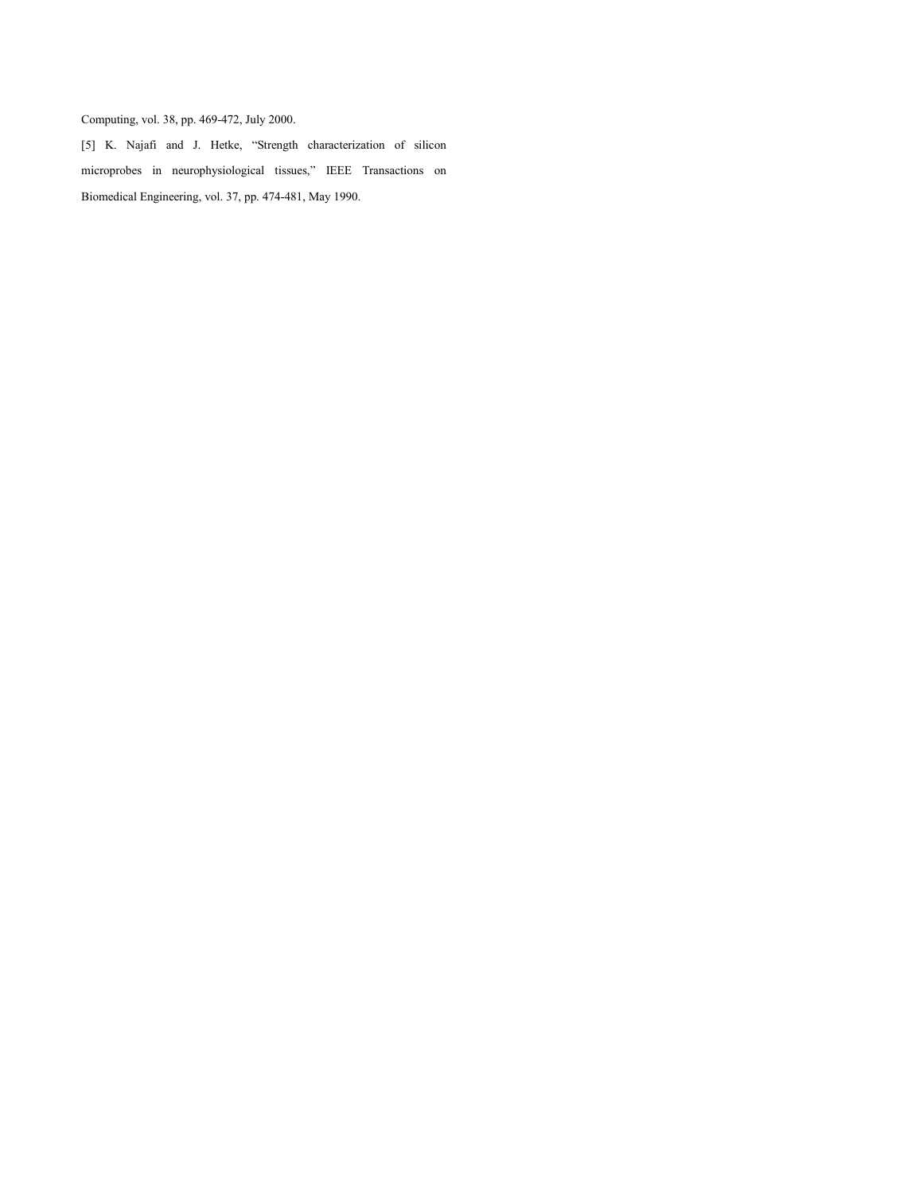Computing, vol. 38, pp. 469-472, July 2000.

[5] K. Najafi and J. Hetke, "Strength characterization of silicon microprobes in neurophysiological tissues," IEEE Transactions on Biomedical Engineering, vol. 37, pp. 474-481, May 1990.